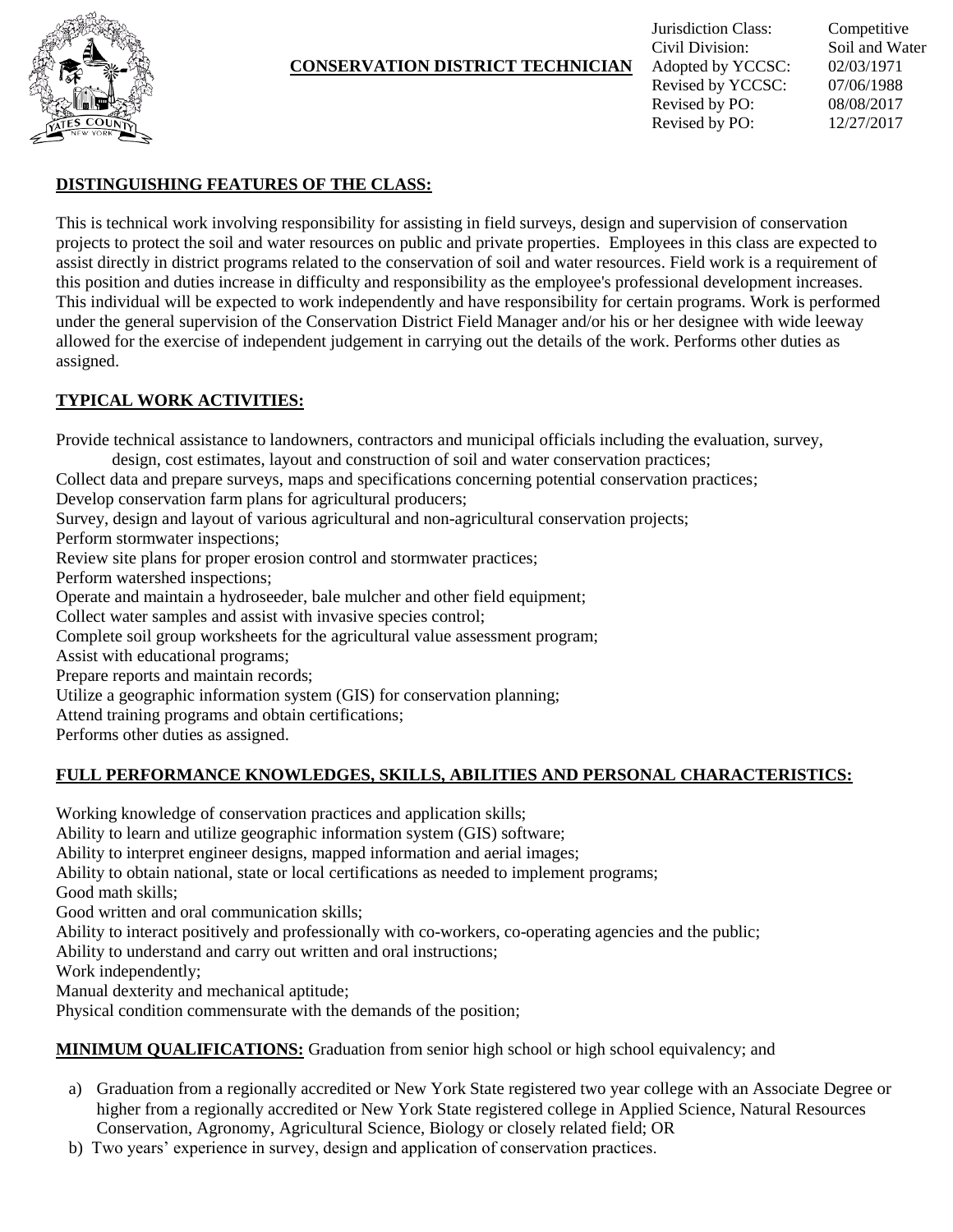# CONSERVATION DISTRICT TECHNICIAN

| | |
|---|---|
| Jurisdiction Class: | Competitive |
| Civil Division: | Soil and Water |
| Adopted by YCCSC: | 02/03/1971 |
| Revised by YCCSC: | 07/06/1988 |
| Revised by PO: | 08/08/2017 |
| Revised by PO: | 12/27/2017 |

## DISTINGUISHING FEATURES OF THE CLASS:

This is technical work involving responsibility for assisting in field surveys, design and supervision of conservation projects to protect the soil and water resources on public and private properties. Employees in this class are expected to assist directly in district programs related to the conservation of soil and water resources. Field work is a requirement of this position and duties increase in difficulty and responsibility as the employee's professional development increases. This individual will be expected to work independently and have responsibility for certain programs. Work is performed under the general supervision of the Conservation District Field Manager and/or his or her designee with wide leeway allowed for the exercise of independent judgement in carrying out the details of the work. Performs other duties as assigned.

## TYPICAL WORK ACTIVITIES:

Provide technical assistance to landowners, contractors and municipal officials including the evaluation, survey, design, cost estimates, layout and construction of soil and water conservation practices;
Collect data and prepare surveys, maps and specifications concerning potential conservation practices;
Develop conservation farm plans for agricultural producers;
Survey, design and layout of various agricultural and non-agricultural conservation projects;
Perform stormwater inspections;
Review site plans for proper erosion control and stormwater practices;
Perform watershed inspections;
Operate and maintain a hydroseeder, bale mulcher and other field equipment;
Collect water samples and assist with invasive species control;
Complete soil group worksheets for the agricultural value assessment program;
Assist with educational programs;
Prepare reports and maintain records;
Utilize a geographic information system (GIS) for conservation planning;
Attend training programs and obtain certifications;
Performs other duties as assigned.

## FULL PERFORMANCE KNOWLEDGES, SKILLS, ABILITIES AND PERSONAL CHARACTERISTICS:

Working knowledge of conservation practices and application skills;
Ability to learn and utilize geographic information system (GIS) software;
Ability to interpret engineer designs, mapped information and aerial images;
Ability to obtain national, state or local certifications as needed to implement programs;
Good math skills;
Good written and oral communication skills;
Ability to interact positively and professionally with co-workers, co-operating agencies and the public;
Ability to understand and carry out written and oral instructions;
Work independently;
Manual dexterity and mechanical aptitude;
Physical condition commensurate with the demands of the position;

**MINIMUM QUALIFICATIONS:** Graduation from senior high school or high school equivalency; and

a) Graduation from a regionally accredited or New York State registered two year college with an Associate Degree or higher from a regionally accredited or New York State registered college in Applied Science, Natural Resources Conservation, Agronomy, Agricultural Science, Biology or closely related field; OR
b) Two years' experience in survey, design and application of conservation practices.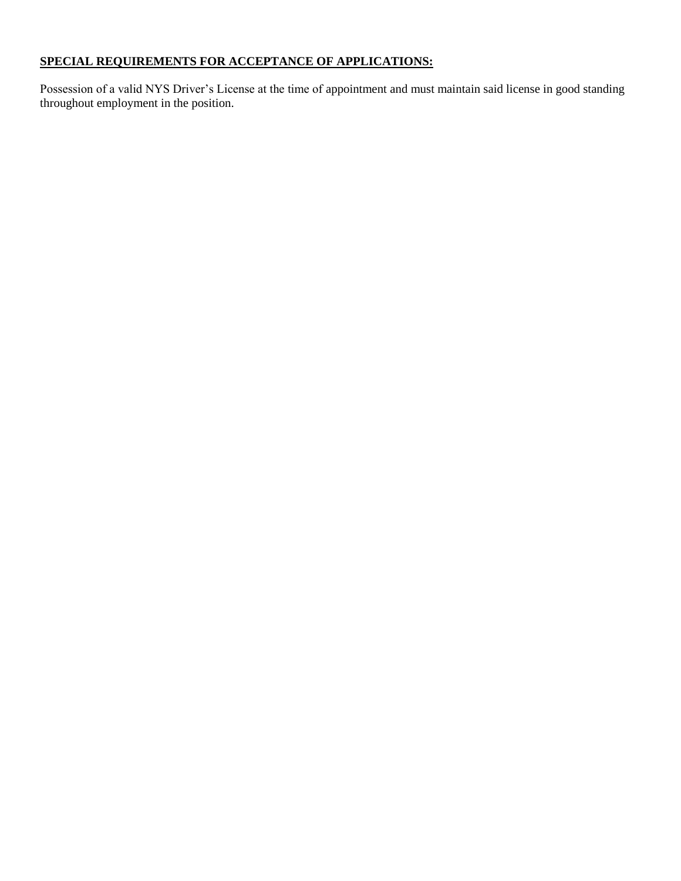**SPECIAL REQUIREMENTS FOR ACCEPTANCE OF APPLICATIONS:**

Possession of a valid NYS Driver's License at the time of appointment and must maintain said license in good standing throughout employment in the position.